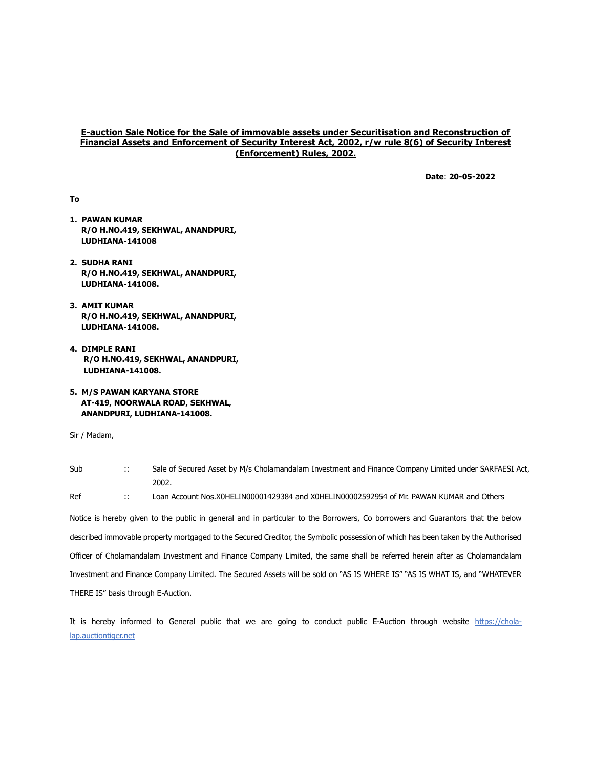**E-auction Sale Notice for the Sale of immovable assets under Securitisation and Reconstruction of Financial Assets and Enforcement of Security Interest Act, 2002, r/w rule 8(6) of Security Interest (Enforcement) Rules, 2002.**

**Date**: **20-05-2022**

**To**

1. **PAWAN KUMAR**
   **R/O H.NO.419, SEKHWAL, ANANDPURI,**
   **LUDHIANA-141008**

2. **SUDHA RANI**
   **R/O H.NO.419, SEKHWAL, ANANDPURI,**
   **LUDHIANA-141008.**

3. **AMIT KUMAR**
   **R/O H.NO.419, SEKHWAL, ANANDPURI,**
   **LUDHIANA-141008.**

4. **DIMPLE RANI**
   **R/O H.NO.419, SEKHWAL, ANANDPURI,**
   **LUDHIANA-141008.**

5. **M/S PAWAN KARYANA STORE**
   **AT-419, NOORWALA ROAD, SEKHWAL,**
   **ANANDPURI, LUDHIANA-141008.**

Sir / Madam,

Sub :: Sale of Secured Asset by M/s Cholamandalam Investment and Finance Company Limited under SARFAESI Act, 2002.

Ref :: Loan Account Nos.X0HELIN00001429384 and X0HELIN00002592954 of Mr. PAWAN KUMAR and Others

Notice is hereby given to the public in general and in particular to the Borrowers, Co borrowers and Guarantors that the below described immovable property mortgaged to the Secured Creditor, the Symbolic possession of which has been taken by the Authorised Officer of Cholamandalam Investment and Finance Company Limited, the same shall be referred herein after as Cholamandalam Investment and Finance Company Limited. The Secured Assets will be sold on "AS IS WHERE IS" "AS IS WHAT IS, and "WHATEVER THERE IS" basis through E-Auction.

It is hereby informed to General public that we are going to conduct public E-Auction through website https://chola-lap.auctiontiger.net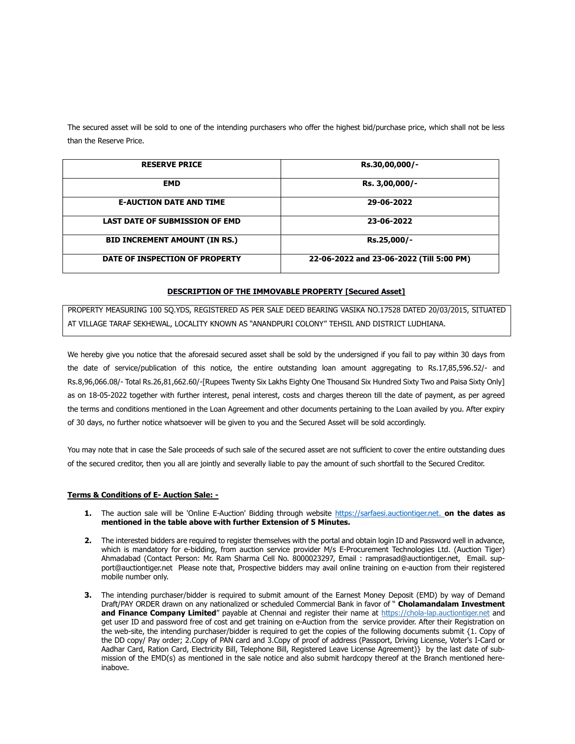The secured asset will be sold to one of the intending purchasers who offer the highest bid/purchase price, which shall not be less than the Reserve Price.

| **RESERVE PRICE** | **Rs.30,00,000/-** |
|---|---|
| **EMD** | **Rs. 3,00,000/-** |
| **E-AUCTION DATE AND TIME** | **29-06-2022** |
| **LAST DATE OF SUBMISSION OF EMD** | **23-06-2022** |
| **BID INCREMENT AMOUNT (IN RS.)** | **Rs.25,000/-** |
| **DATE OF INSPECTION OF PROPERTY** | **22-06-2022 and 23-06-2022 (Till 5:00 PM)** |

**DESCRIPTION OF THE IMMOVABLE PROPERTY [Secured Asset]**

PROPERTY MEASURING 100 SQ.YDS, REGISTERED AS PER SALE DEED BEARING VASIKA NO.17528 DATED 20/03/2015, SITUATED AT VILLAGE TARAF SEKHEWAL, LOCALITY KNOWN AS "ANANDPURI COLONY" TEHSIL AND DISTRICT LUDHIANA.

We hereby give you notice that the aforesaid secured asset shall be sold by the undersigned if you fail to pay within 30 days from the date of service/publication of this notice, the entire outstanding loan amount aggregating to Rs.17,85,596.52/- and Rs.8,96,066.08/- Total Rs.26,81,662.60/-[Rupees Twenty Six Lakhs Eighty One Thousand Six Hundred Sixty Two and Paisa Sixty Only] as on 18-05-2022 together with further interest, penal interest, costs and charges thereon till the date of payment, as per agreed the terms and conditions mentioned in the Loan Agreement and other documents pertaining to the Loan availed by you. After expiry of 30 days, no further notice whatsoever will be given to you and the Secured Asset will be sold accordingly.

You may note that in case the Sale proceeds of such sale of the secured asset are not sufficient to cover the entire outstanding dues of the secured creditor, then you all are jointly and severally liable to pay the amount of such shortfall to the Secured Creditor.

**Terms & Conditions of E- Auction Sale: -**

1. The auction sale will be 'Online E-Auction' Bidding through website https://sarfaesi.auctiontiger.net. **on the dates as mentioned in the table above with further Extension of 5 Minutes.**

2. The interested bidders are required to register themselves with the portal and obtain login ID and Password well in advance, which is mandatory for e-bidding, from auction service provider M/s E-Procurement Technologies Ltd. (Auction Tiger) Ahmadabad (Contact Person: Mr. Ram Sharma Cell No. 8000023297, Email : ramprasad@auctiontiger.net, Email. support@auctiontiger.net Please note that, Prospective bidders may avail online training on e-auction from their registered mobile number only.

3. The intending purchaser/bidder is required to submit amount of the Earnest Money Deposit (EMD) by way of Demand Draft/PAY ORDER drawn on any nationalized or scheduled Commercial Bank in favor of " **Cholamandalam Investment and Finance Company Limited**" payable at Chennai and register their name at https://chola-lap.auctiontiger.net and get user ID and password free of cost and get training on e-Auction from the service provider. After their Registration on the web-site, the intending purchaser/bidder is required to get the copies of the following documents submit {1. Copy of the DD copy/ Pay order; 2.Copy of PAN card and 3.Copy of proof of address (Passport, Driving License, Voter's I-Card or Aadhar Card, Ration Card, Electricity Bill, Telephone Bill, Registered Leave License Agreement)} by the last date of submission of the EMD(s) as mentioned in the sale notice and also submit hardcopy thereof at the Branch mentioned hereinabove.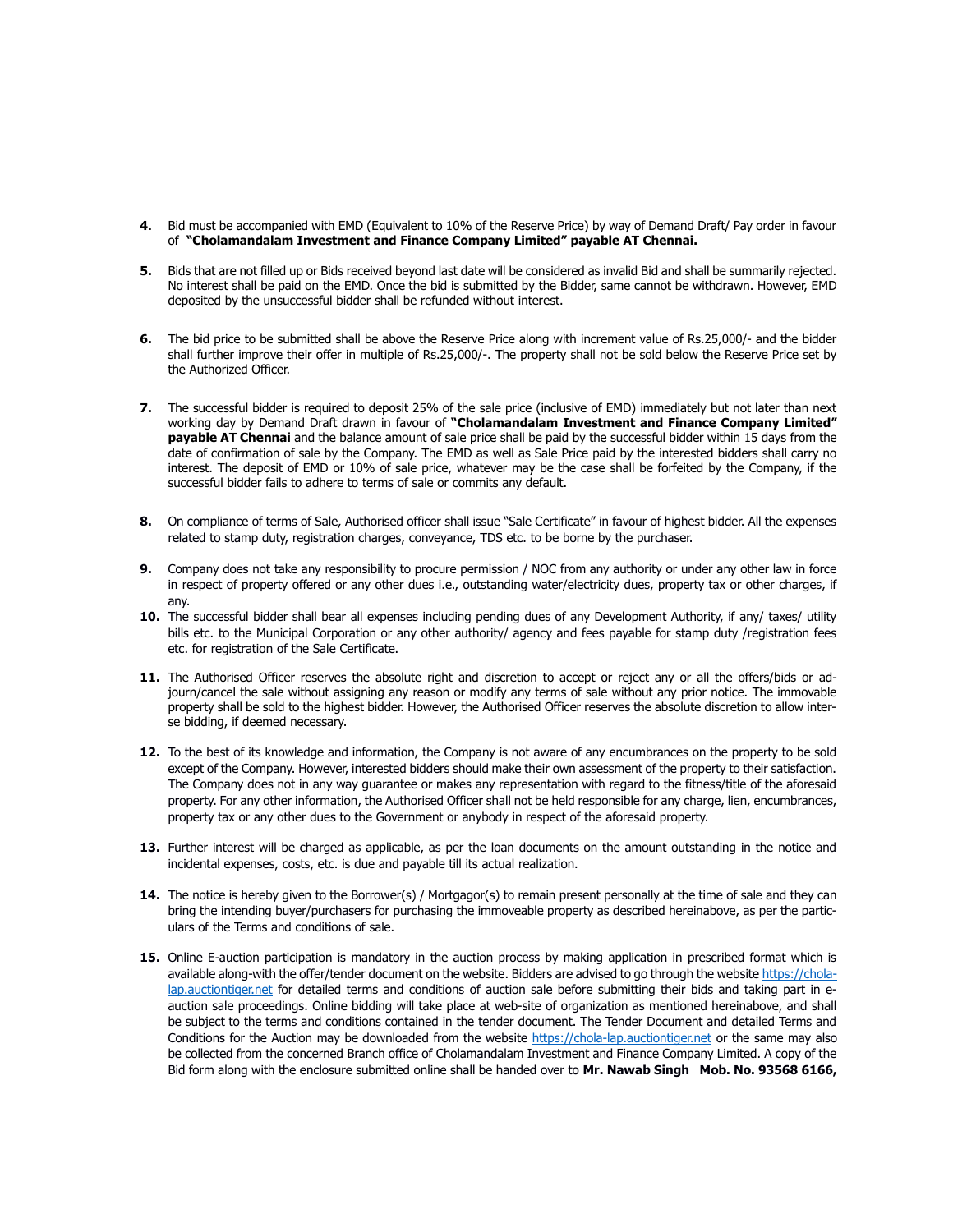4. Bid must be accompanied with EMD (Equivalent to 10% of the Reserve Price) by way of Demand Draft/ Pay order in favour of **"Cholamandalam Investment and Finance Company Limited" payable AT Chennai.**

5. Bids that are not filled up or Bids received beyond last date will be considered as invalid Bid and shall be summarily rejected. No interest shall be paid on the EMD. Once the bid is submitted by the Bidder, same cannot be withdrawn. However, EMD deposited by the unsuccessful bidder shall be refunded without interest.

6. The bid price to be submitted shall be above the Reserve Price along with increment value of Rs.25,000/- and the bidder shall further improve their offer in multiple of Rs.25,000/-. The property shall not be sold below the Reserve Price set by the Authorized Officer.

7. The successful bidder is required to deposit 25% of the sale price (inclusive of EMD) immediately but not later than next working day by Demand Draft drawn in favour of **"Cholamandalam Investment and Finance Company Limited" payable AT Chennai** and the balance amount of sale price shall be paid by the successful bidder within 15 days from the date of confirmation of sale by the Company. The EMD as well as Sale Price paid by the interested bidders shall carry no interest. The deposit of EMD or 10% of sale price, whatever may be the case shall be forfeited by the Company, if the successful bidder fails to adhere to terms of sale or commits any default.

8. On compliance of terms of Sale, Authorised officer shall issue "Sale Certificate" in favour of highest bidder. All the expenses related to stamp duty, registration charges, conveyance, TDS etc. to be borne by the purchaser.

9. Company does not take any responsibility to procure permission / NOC from any authority or under any other law in force in respect of property offered or any other dues i.e., outstanding water/electricity dues, property tax or other charges, if any.

10. The successful bidder shall bear all expenses including pending dues of any Development Authority, if any/ taxes/ utility bills etc. to the Municipal Corporation or any other authority/ agency and fees payable for stamp duty /registration fees etc. for registration of the Sale Certificate.

11. The Authorised Officer reserves the absolute right and discretion to accept or reject any or all the offers/bids or adjourn/cancel the sale without assigning any reason or modify any terms of sale without any prior notice. The immovable property shall be sold to the highest bidder. However, the Authorised Officer reserves the absolute discretion to allow inter-se bidding, if deemed necessary.

12. To the best of its knowledge and information, the Company is not aware of any encumbrances on the property to be sold except of the Company. However, interested bidders should make their own assessment of the property to their satisfaction. The Company does not in any way guarantee or makes any representation with regard to the fitness/title of the aforesaid property. For any other information, the Authorised Officer shall not be held responsible for any charge, lien, encumbrances, property tax or any other dues to the Government or anybody in respect of the aforesaid property.

13. Further interest will be charged as applicable, as per the loan documents on the amount outstanding in the notice and incidental expenses, costs, etc. is due and payable till its actual realization.

14. The notice is hereby given to the Borrower(s) / Mortgagor(s) to remain present personally at the time of sale and they can bring the intending buyer/purchasers for purchasing the immoveable property as described hereinabove, as per the particulars of the Terms and conditions of sale.

15. Online E-auction participation is mandatory in the auction process by making application in prescribed format which is available along-with the offer/tender document on the website. Bidders are advised to go through the website https://chola-lap.auctiontiger.net for detailed terms and conditions of auction sale before submitting their bids and taking part in e-auction sale proceedings. Online bidding will take place at web-site of organization as mentioned hereinabove, and shall be subject to the terms and conditions contained in the tender document. The Tender Document and detailed Terms and Conditions for the Auction may be downloaded from the website https://chola-lap.auctiontiger.net or the same may also be collected from the concerned Branch office of Cholamandalam Investment and Finance Company Limited. A copy of the Bid form along with the enclosure submitted online shall be handed over to **Mr. Nawab Singh Mob. No. 93568 6166,**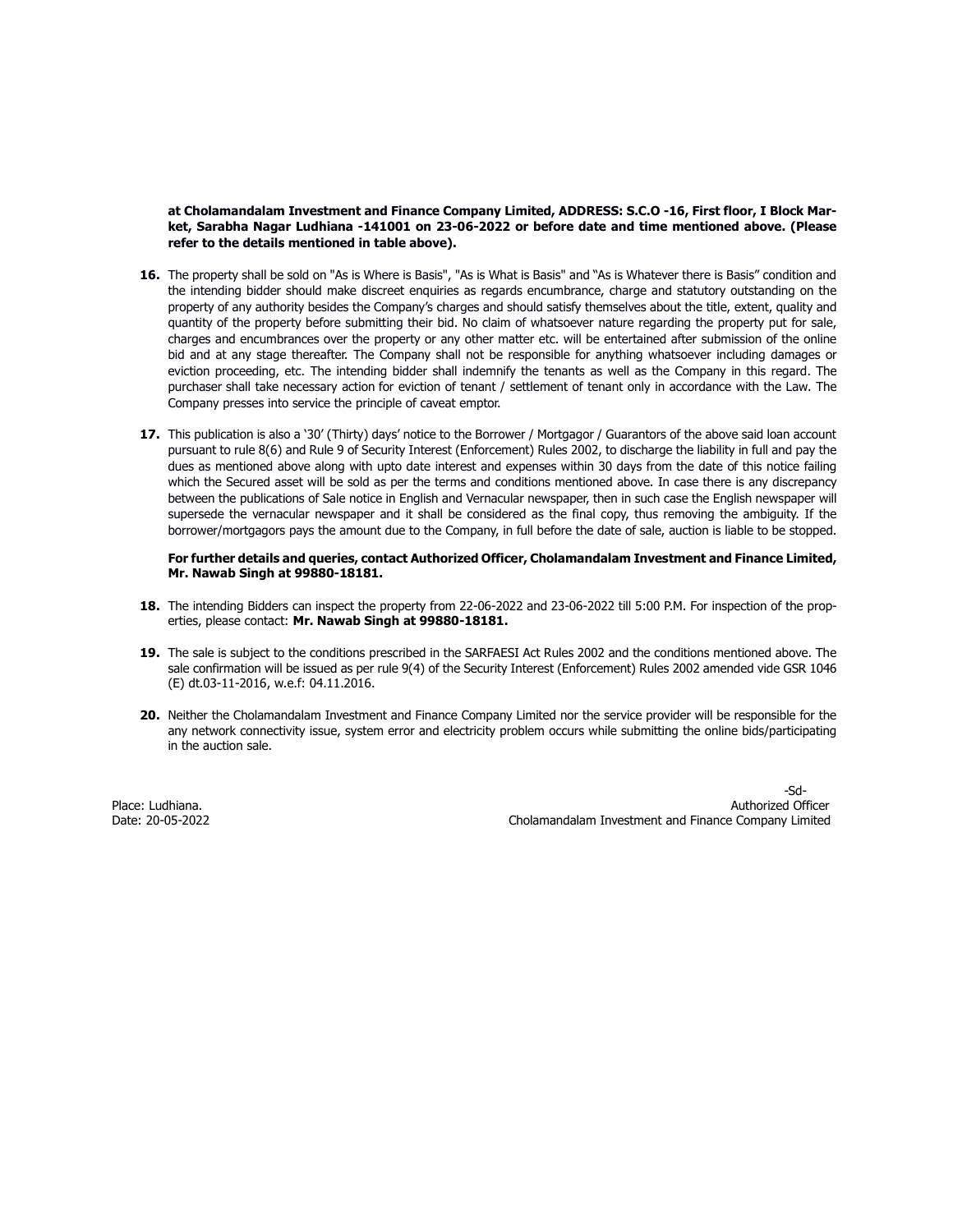**at Cholamandalam Investment and Finance Company Limited, ADDRESS: S.C.O -16, First floor, I Block Market, Sarabha Nagar Ludhiana -141001 on 23-06-2022 or before date and time mentioned above. (Please refer to the details mentioned in table above).**

**16.** The property shall be sold on "As is Where is Basis", "As is What is Basis" and "As is Whatever there is Basis" condition and the intending bidder should make discreet enquiries as regards encumbrance, charge and statutory outstanding on the property of any authority besides the Company's charges and should satisfy themselves about the title, extent, quality and quantity of the property before submitting their bid. No claim of whatsoever nature regarding the property put for sale, charges and encumbrances over the property or any other matter etc. will be entertained after submission of the online bid and at any stage thereafter. The Company shall not be responsible for anything whatsoever including damages or eviction proceeding, etc. The intending bidder shall indemnify the tenants as well as the Company in this regard. The purchaser shall take necessary action for eviction of tenant / settlement of tenant only in accordance with the Law. The Company presses into service the principle of caveat emptor.

**17.** This publication is also a '30' (Thirty) days' notice to the Borrower / Mortgagor / Guarantors of the above said loan account pursuant to rule 8(6) and Rule 9 of Security Interest (Enforcement) Rules 2002, to discharge the liability in full and pay the dues as mentioned above along with upto date interest and expenses within 30 days from the date of this notice failing which the Secured asset will be sold as per the terms and conditions mentioned above. In case there is any discrepancy between the publications of Sale notice in English and Vernacular newspaper, then in such case the English newspaper will supersede the vernacular newspaper and it shall be considered as the final copy, thus removing the ambiguity. If the borrower/mortgagors pays the amount due to the Company, in full before the date of sale, auction is liable to be stopped.

**For further details and queries, contact Authorized Officer, Cholamandalam Investment and Finance Limited, Mr. Nawab Singh at 99880-18181.**

**18.** The intending Bidders can inspect the property from 22-06-2022 and 23-06-2022 till 5:00 P.M. For inspection of the properties, please contact: **Mr. Nawab Singh at 99880-18181.**

**19.** The sale is subject to the conditions prescribed in the SARFAESI Act Rules 2002 and the conditions mentioned above. The sale confirmation will be issued as per rule 9(4) of the Security Interest (Enforcement) Rules 2002 amended vide GSR 1046 (E) dt.03-11-2016, w.e.f: 04.11.2016.

**20.** Neither the Cholamandalam Investment and Finance Company Limited nor the service provider will be responsible for the any network connectivity issue, system error and electricity problem occurs while submitting the online bids/participating in the auction sale.

Place: Ludhiana.
Date: 20-05-2022

-Sd-
Authorized Officer
Cholamandalam Investment and Finance Company Limited